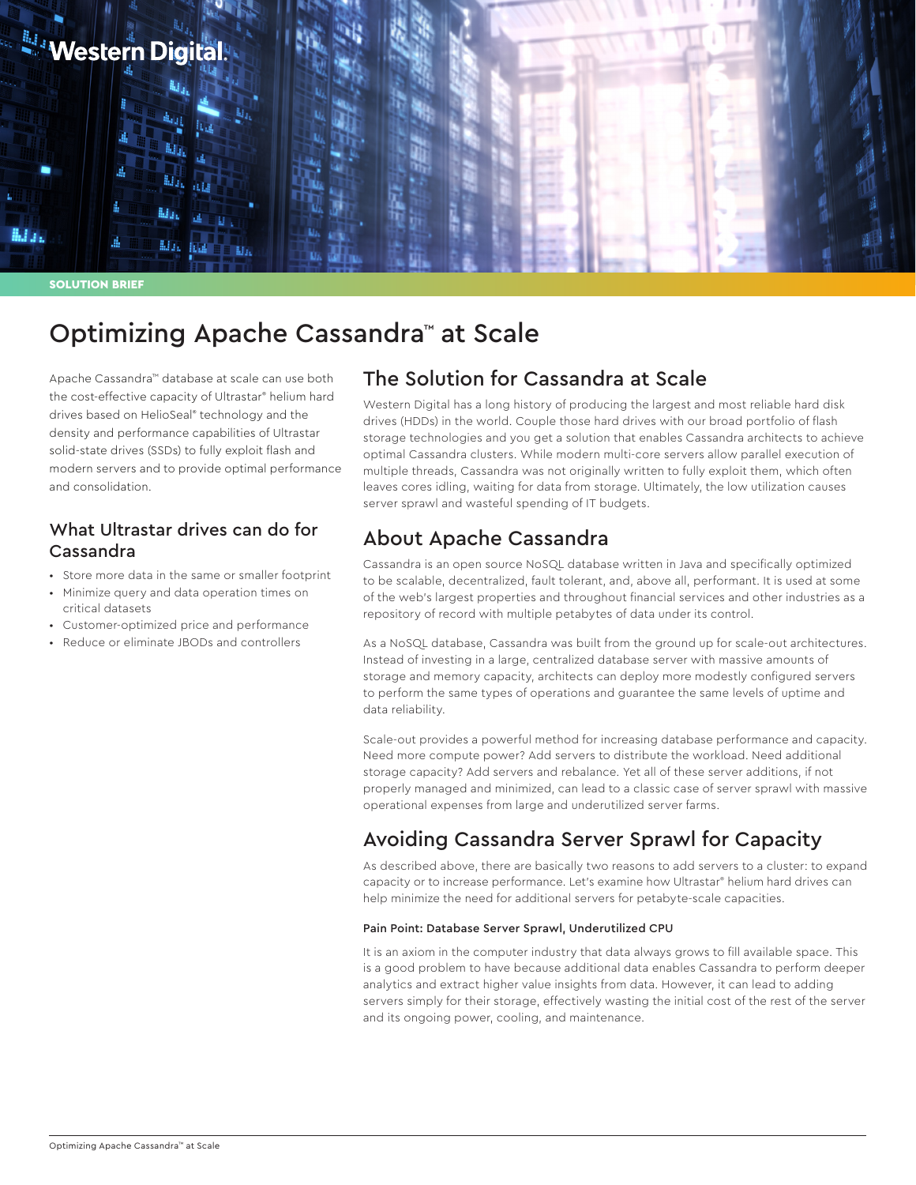SOLUTION BRIEF

# Optimizing Apache Cassandra™ at Scale

Apache Cassandra™ database at scale can use both the cost-effective capacity of Ultrastar® helium hard drives based on HelioSeal® technology and the density and performance capabilities of Ultrastar solid-state drives (SSDs) to fully exploit flash and modern servers and to provide optimal performance and consolidation.

### What Ultrastar drives can do for Cassandra

- Store more data in the same or smaller footprint
- Minimize query and data operation times on critical datasets
- Customer-optimized price and performance
- Reduce or eliminate JBODs and controllers

## The Solution for Cassandra at Scale

Western Digital has a long history of producing the largest and most reliable hard disk drives (HDDs) in the world. Couple those hard drives with our broad portfolio of flash storage technologies and you get a solution that enables Cassandra architects to achieve optimal Cassandra clusters. While modern multi-core servers allow parallel execution of multiple threads, Cassandra was not originally written to fully exploit them, which often leaves cores idling, waiting for data from storage. Ultimately, the low utilization causes server sprawl and wasteful spending of IT budgets.

## About Apache Cassandra

Cassandra is an open source NoSQL database written in Java and specifically optimized to be scalable, decentralized, fault tolerant, and, above all, performant. It is used at some of the web's largest properties and throughout financial services and other industries as a repository of record with multiple petabytes of data under its control.

As a NoSQL database, Cassandra was built from the ground up for scale-out architectures. Instead of investing in a large, centralized database server with massive amounts of storage and memory capacity, architects can deploy more modestly configured servers to perform the same types of operations and guarantee the same levels of uptime and data reliability.

Scale-out provides a powerful method for increasing database performance and capacity. Need more compute power? Add servers to distribute the workload. Need additional storage capacity? Add servers and rebalance. Yet all of these server additions, if not properly managed and minimized, can lead to a classic case of server sprawl with massive operational expenses from large and underutilized server farms.

## Avoiding Cassandra Server Sprawl for Capacity

As described above, there are basically two reasons to add servers to a cluster: to expand capacity or to increase performance. Let's examine how Ultrastar® helium hard drives can help minimize the need for additional servers for petabyte-scale capacities.

#### Pain Point: Database Server Sprawl, Underutilized CPU

It is an axiom in the computer industry that data always grows to fill available space. This is a good problem to have because additional data enables Cassandra to perform deeper analytics and extract higher value insights from data. However, it can lead to adding servers simply for their storage, effectively wasting the initial cost of the rest of the server and its ongoing power, cooling, and maintenance.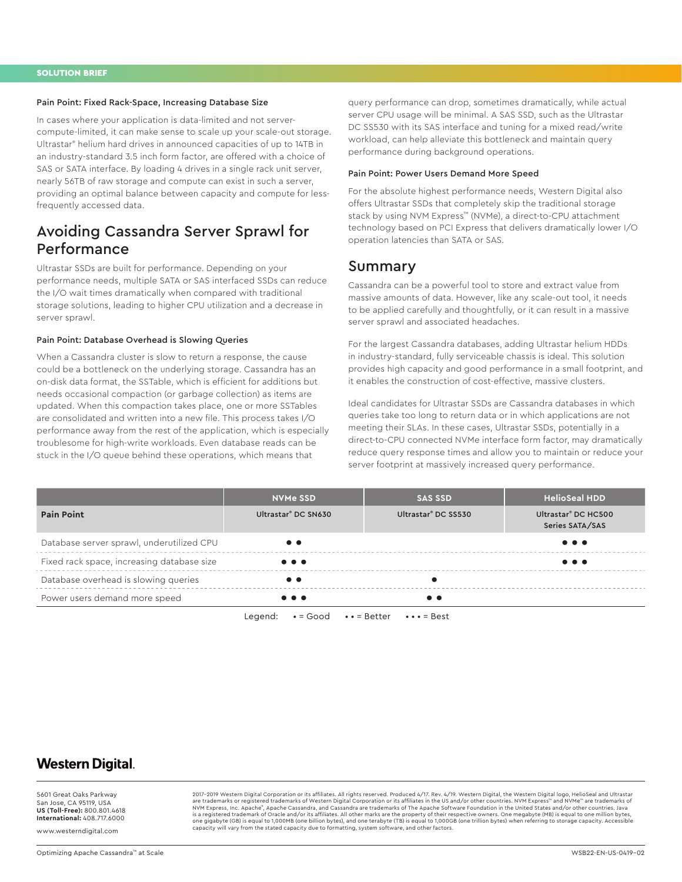SOLUTION BRIEF

#### Pain Point: Fixed Rack-Space, Increasing Database Size

In cases where your application is data-limited and not server-compute-limited, it can make sense to scale up your scale-out storage. Ultrastar® helium hard drives in announced capacities of up to 14TB in an industry-standard 3.5 inch form factor, are offered with a choice of SAS or SATA interface. By loading 4 drives in a single rack unit server, nearly 56TB of raw storage and compute can exist in such a server, providing an optimal balance between capacity and compute for less-frequently accessed data.

## Avoiding Cassandra Server Sprawl for Performance

Ultrastar SSDs are built for performance. Depending on your performance needs, multiple SATA or SAS interfaced SSDs can reduce the I/O wait times dramatically when compared with traditional storage solutions, leading to higher CPU utilization and a decrease in server sprawl.

#### Pain Point: Database Overhead is Slowing Queries

When a Cassandra cluster is slow to return a response, the cause could be a bottleneck on the underlying storage. Cassandra has an on-disk data format, the SSTable, which is efficient for additions but needs occasional compaction (or garbage collection) as items are updated. When this compaction takes place, one or more SSTables are consolidated and written into a new file. This process takes I/O performance away from the rest of the application, which is especially troublesome for high-write workloads. Even database reads can be stuck in the I/O queue behind these operations, which means that query performance can drop, sometimes dramatically, while actual server CPU usage will be minimal. A SAS SSD, such as the Ultrastar DC SS530 with its SAS interface and tuning for a mixed read/write workload, can help alleviate this bottleneck and maintain query performance during background operations.

#### Pain Point: Power Users Demand More Speed

For the absolute highest performance needs, Western Digital also offers Ultrastar SSDs that completely skip the traditional storage stack by using NVM Express™ (NVMe), a direct-to-CPU attachment technology based on PCI Express that delivers dramatically lower I/O operation latencies than SATA or SAS.

## Summary

Cassandra can be a powerful tool to store and extract value from massive amounts of data. However, like any scale-out tool, it needs to be applied carefully and thoughtfully, or it can result in a massive server sprawl and associated headaches.

For the largest Cassandra databases, adding Ultrastar helium HDDs in industry-standard, fully serviceable chassis is ideal. This solution provides high capacity and good performance in a small footprint, and it enables the construction of cost-effective, massive clusters.

Ideal candidates for Ultrastar SSDs are Cassandra databases in which queries take too long to return data or in which applications are not meeting their SLAs. In these cases, Ultrastar SSDs, potentially in a direct-to-CPU connected NVMe interface form factor, may dramatically reduce query response times and allow you to maintain or reduce your server footprint at massively increased query performance.

| | NVMe SSD | SAS SSD | HelioSeal HDD |
|---|---|---|---|
| **Pain Point** | Ultrastar® DC SN630 | Ultrastar® DC SS530 | Ultrastar® DC HC500 Series SATA/SAS |
| Database server sprawl, underutilized CPU | • • | | • • • |
| Fixed rack space, increasing database size | • • • | | • • • |
| Database overhead is slowing queries | • • | • | |
| Power users demand more speed | • • • | • • | |

Legend: • = Good • • = Better • • • = Best

**Western Digital.**

5601 Great Oaks Parkway
San Jose, CA 95119, USA
**US (Toll-Free):** 800.801.4618
**International:** 408.717.6000

www.westerndigital.com

2017–2019 Western Digital Corporation or its affiliates. All rights reserved. Produced 4/17. Rev. 4/19. Western Digital, the Western Digital logo, HelioSeal and Ultrastar are trademarks or registered trademarks of Western Digital Corporation or its affiliates in the US and/or other countries. NVM Express™ and NVMe™ are trademarks of NVM Express, Inc. Apache®, Apache Cassandra, and Cassandra are trademarks of The Apache Software Foundation in the United States and/or other countries. Java is a registered trademark of Oracle and/or its affiliates. All other marks are the property of their respective owners. One megabyte (MB) is equal to one million bytes, one gigabyte (GB) is equal to 1,000MB (one billion bytes), and one terabyte (TB) is equal to 1,000GB (one trillion bytes) when referring to storage capacity. Accessible capacity will vary from the stated capacity due to formatting, system software, and other factors.

WSB22-EN-US-0419-02